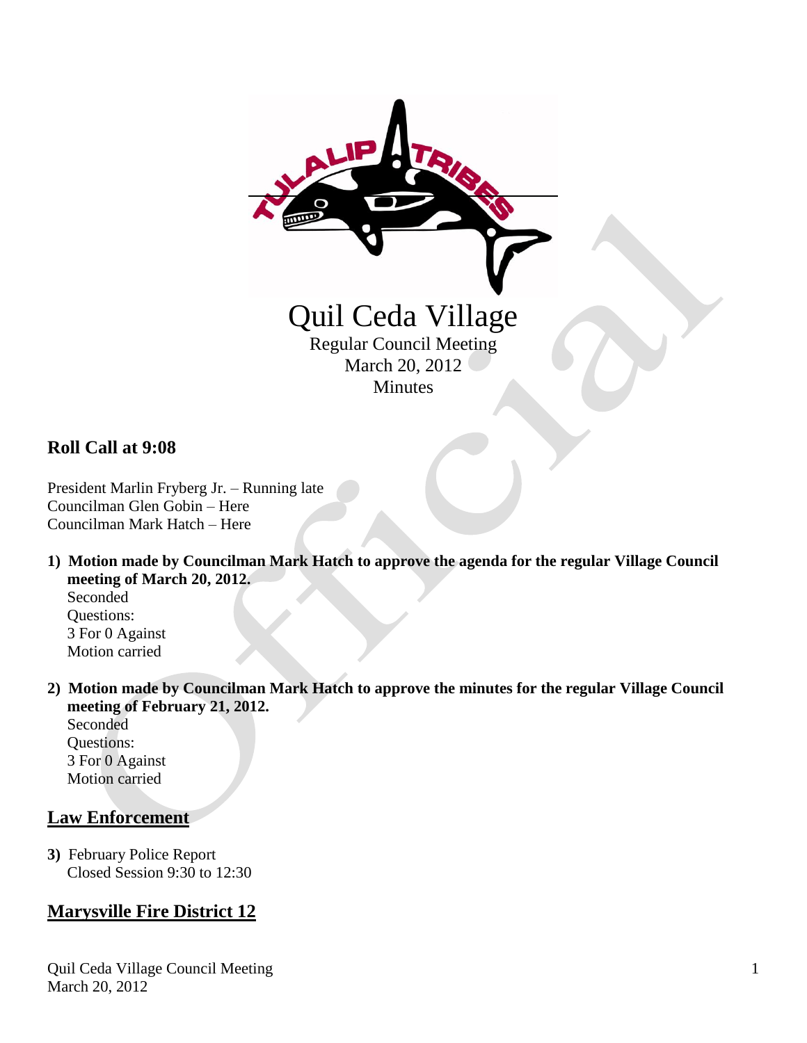# Quil Ceda Village

Regular Council Meeting
March 20, 2012
Minutes

## Roll Call at 9:08

President Marlin Fryberg Jr. – Running late
Councilman Glen Gobin – Here
Councilman Mark Hatch – Here

1) **Motion made by Councilman Mark Hatch to approve the agenda for the regular Village Council meeting of March 20, 2012.**
   Seconded
   Questions:
   3 For 0 Against
   Motion carried

2) **Motion made by Councilman Mark Hatch to approve the minutes for the regular Village Council meeting of February 21, 2012.**
   Seconded
   Questions:
   3 For 0 Against
   Motion carried

## Law Enforcement

3) February Police Report
   Closed Session 9:30 to 12:30

## Marysville Fire District 12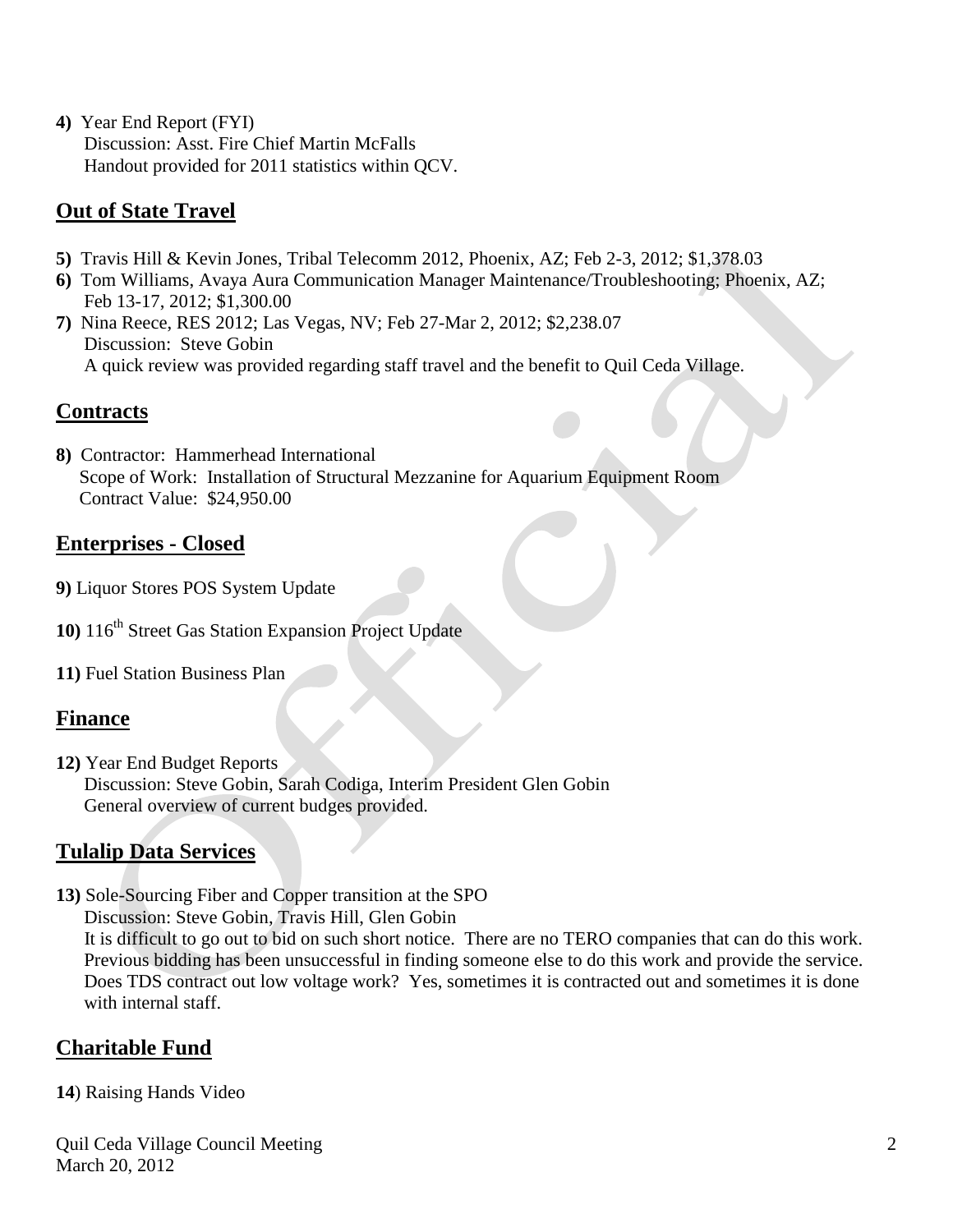**4)** Year End Report (FYI)
Discussion: Asst. Fire Chief Martin McFalls
Handout provided for 2011 statistics within QCV.

## Out of State Travel

**5)** Travis Hill & Kevin Jones, Tribal Telecomm 2012, Phoenix, AZ; Feb 2-3, 2012; $1,378.03
**6)** Tom Williams, Avaya Aura Communication Manager Maintenance/Troubleshooting; Phoenix, AZ; Feb 13-17, 2012; $1,300.00
**7)** Nina Reece, RES 2012; Las Vegas, NV; Feb 27-Mar 2, 2012; $2,238.07
Discussion: Steve Gobin
A quick review was provided regarding staff travel and the benefit to Quil Ceda Village.

## Contracts

**8)** Contractor: Hammerhead International
Scope of Work: Installation of Structural Mezzanine for Aquarium Equipment Room
Contract Value: $24,950.00

## Enterprises - Closed

**9)** Liquor Stores POS System Update

**10)** 116th Street Gas Station Expansion Project Update

**11)** Fuel Station Business Plan

## Finance

**12)** Year End Budget Reports
Discussion: Steve Gobin, Sarah Codiga, Interim President Glen Gobin
General overview of current budges provided.

## Tulalip Data Services

**13)** Sole-Sourcing Fiber and Copper transition at the SPO
Discussion: Steve Gobin, Travis Hill, Glen Gobin
It is difficult to go out to bid on such short notice. There are no TERO companies that can do this work. Previous bidding has been unsuccessful in finding someone else to do this work and provide the service. Does TDS contract out low voltage work? Yes, sometimes it is contracted out and sometimes it is done with internal staff.

## Charitable Fund

**14**) Raising Hands Video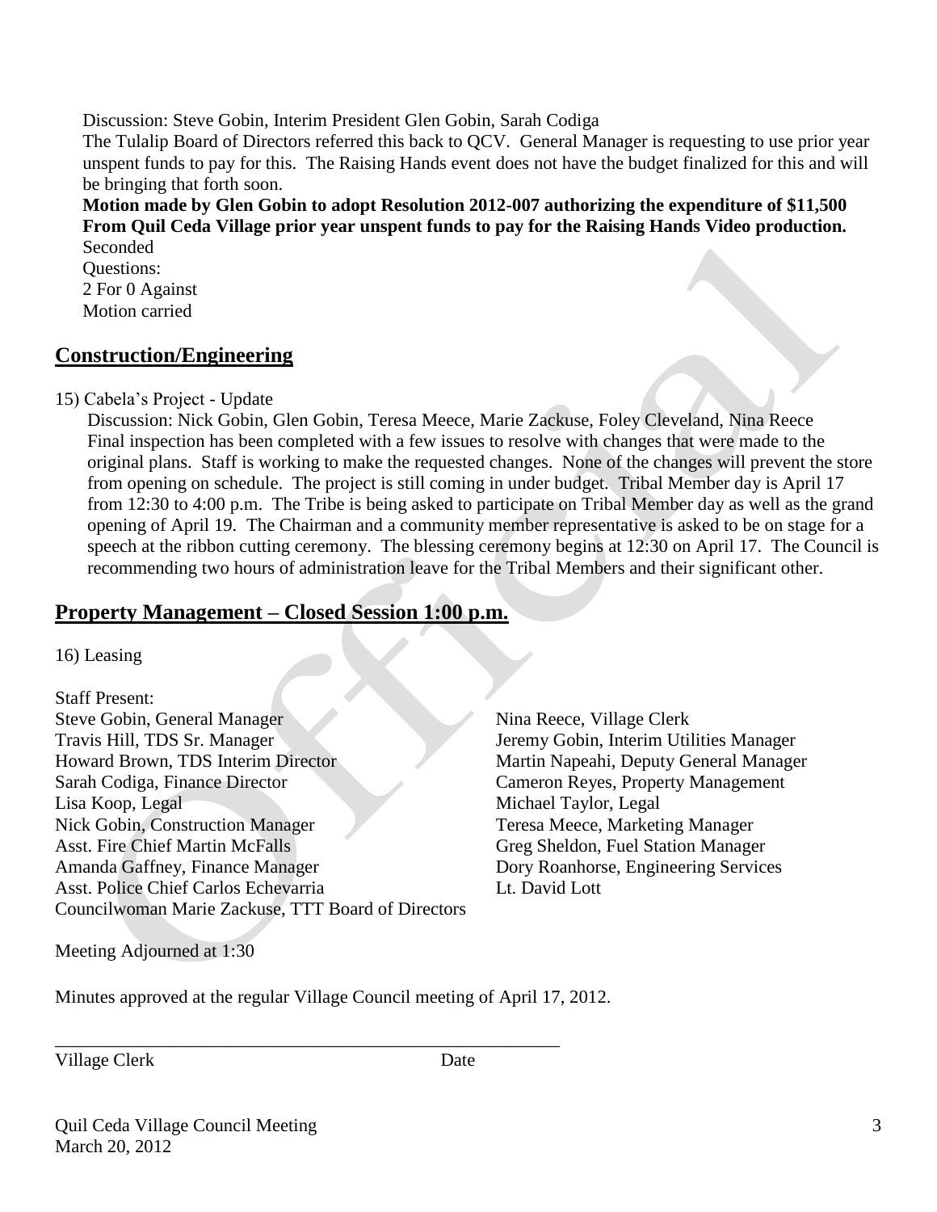Discussion: Steve Gobin, Interim President Glen Gobin, Sarah Codiga

The Tulalip Board of Directors referred this back to QCV. General Manager is requesting to use prior year unspent funds to pay for this. The Raising Hands event does not have the budget finalized for this and will be bringing that forth soon.

**Motion made by Glen Gobin to adopt Resolution 2012-007 authorizing the expenditure of $11,500 From Quil Ceda Village prior year unspent funds to pay for the Raising Hands Video production.**

Seconded

Questions:

2 For 0 Against

Motion carried

## Construction/Engineering

15) Cabela's Project - Update

Discussion: Nick Gobin, Glen Gobin, Teresa Meece, Marie Zackuse, Foley Cleveland, Nina Reece

Final inspection has been completed with a few issues to resolve with changes that were made to the original plans. Staff is working to make the requested changes. None of the changes will prevent the store from opening on schedule. The project is still coming in under budget. Tribal Member day is April 17 from 12:30 to 4:00 p.m. The Tribe is being asked to participate on Tribal Member day as well as the grand opening of April 19. The Chairman and a community member representative is asked to be on stage for a speech at the ribbon cutting ceremony. The blessing ceremony begins at 12:30 on April 17. The Council is recommending two hours of administration leave for the Tribal Members and their significant other.

## Property Management – Closed Session 1:00 p.m.

16) Leasing

Staff Present:

Steve Gobin, General Manager
Travis Hill, TDS Sr. Manager
Howard Brown, TDS Interim Director
Sarah Codiga, Finance Director
Lisa Koop, Legal
Nick Gobin, Construction Manager
Asst. Fire Chief Martin McFalls
Amanda Gaffney, Finance Manager
Asst. Police Chief Carlos Echevarria
Councilwoman Marie Zackuse, TTT Board of Directors
Nina Reece, Village Clerk
Jeremy Gobin, Interim Utilities Manager
Martin Napeahi, Deputy General Manager
Cameron Reyes, Property Management
Michael Taylor, Legal
Teresa Meece, Marketing Manager
Greg Sheldon, Fuel Station Manager
Dory Roanhorse, Engineering Services
Lt. David Lott

Meeting Adjourned at 1:30

Minutes approved at the regular Village Council meeting of April 17, 2012.

\_\_\_\_\_\_\_\_\_\_\_\_\_\_\_\_\_\_\_\_\_\_\_\_\_\_\_\_\_\_\_\_\_\_\_\_\_\_\_\_\_\_\_\_\_\_\_\_\_\_\_\_\_\_\_\_

Village Clerk Date